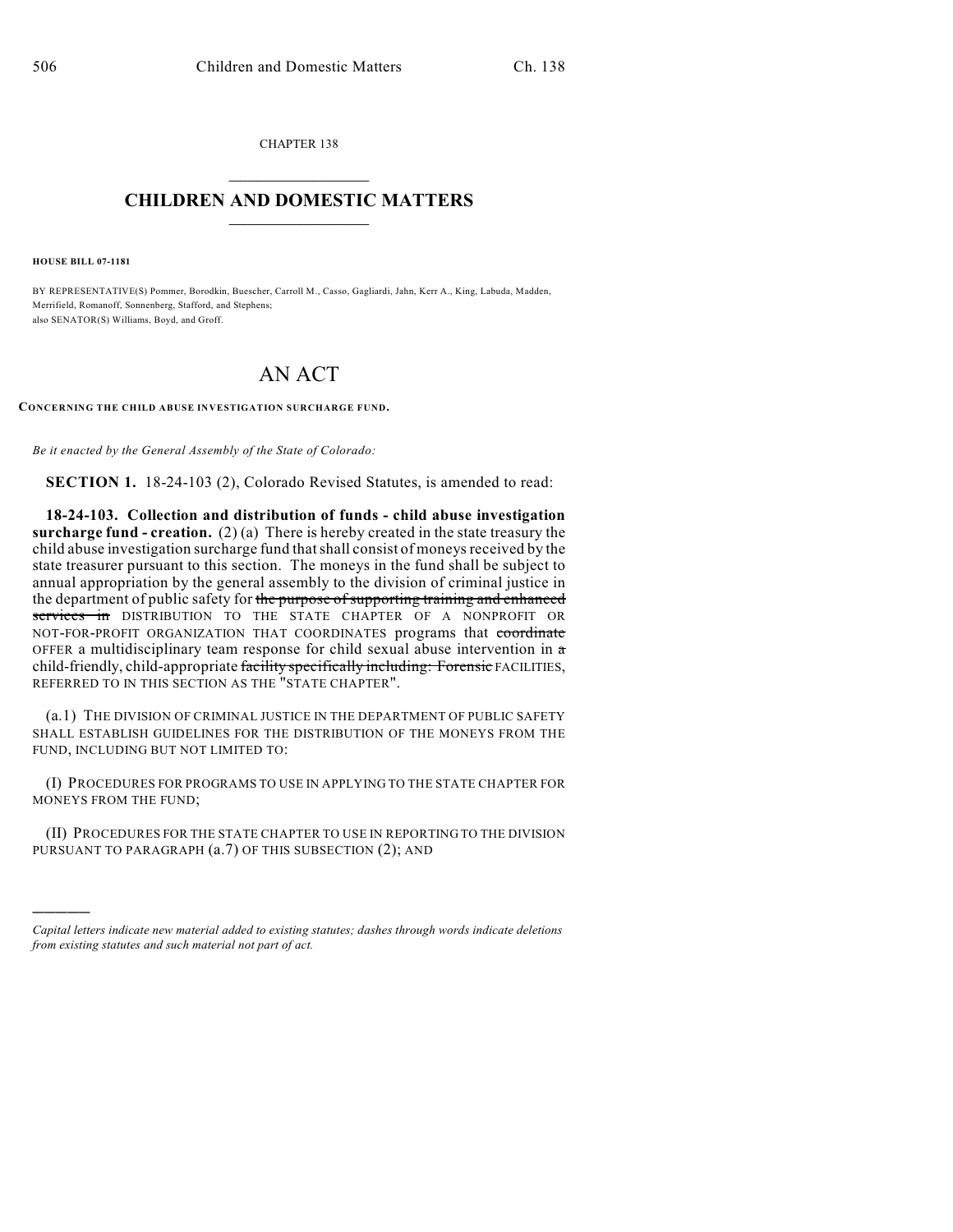CHAPTER 138

# CHILDREN AND DOMESTIC MATTERS

**HOUSE BILL 07-1181**

BY REPRESENTATIVE(S) Pommer, Borodkin, Buescher, Carroll M., Casso, Gagliardi, Jahn, Kerr A., King, Labuda, Madden, Merrifield, Romanoff, Sonnenberg, Stafford, and Stephens;
also SENATOR(S) Williams, Boyd, and Groff.

# AN ACT

**CONCERNING THE CHILD ABUSE INVESTIGATION SURCHARGE FUND.**

*Be it enacted by the General Assembly of the State of Colorado:*

**SECTION 1.** 18-24-103 (2), Colorado Revised Statutes, is amended to read:

**18-24-103. Collection and distribution of funds - child abuse investigation surcharge fund - creation.** (2) (a) There is hereby created in the state treasury the child abuse investigation surcharge fund that shall consist of moneys received by the state treasurer pursuant to this section. The moneys in the fund shall be subject to annual appropriation by the general assembly to the division of criminal justice in the department of public safety for ~~the purpose of supporting training and enhanced services in~~ DISTRIBUTION TO THE STATE CHAPTER OF A NONPROFIT OR NOT-FOR-PROFIT ORGANIZATION THAT COORDINATES programs that ~~coordinate~~ OFFER a multidisciplinary team response for child sexual abuse intervention in ~~a~~ child-friendly, child-appropriate ~~facility specifically including: Forensic~~ FACILITIES, REFERRED TO IN THIS SECTION AS THE "STATE CHAPTER".

(a.1) THE DIVISION OF CRIMINAL JUSTICE IN THE DEPARTMENT OF PUBLIC SAFETY SHALL ESTABLISH GUIDELINES FOR THE DISTRIBUTION OF THE MONEYS FROM THE FUND, INCLUDING BUT NOT LIMITED TO:

(I) PROCEDURES FOR PROGRAMS TO USE IN APPLYING TO THE STATE CHAPTER FOR MONEYS FROM THE FUND;

(II) PROCEDURES FOR THE STATE CHAPTER TO USE IN REPORTING TO THE DIVISION PURSUANT TO PARAGRAPH (a.7) OF THIS SUBSECTION (2); AND

---

*Capital letters indicate new material added to existing statutes; dashes through words indicate deletions from existing statutes and such material not part of act.*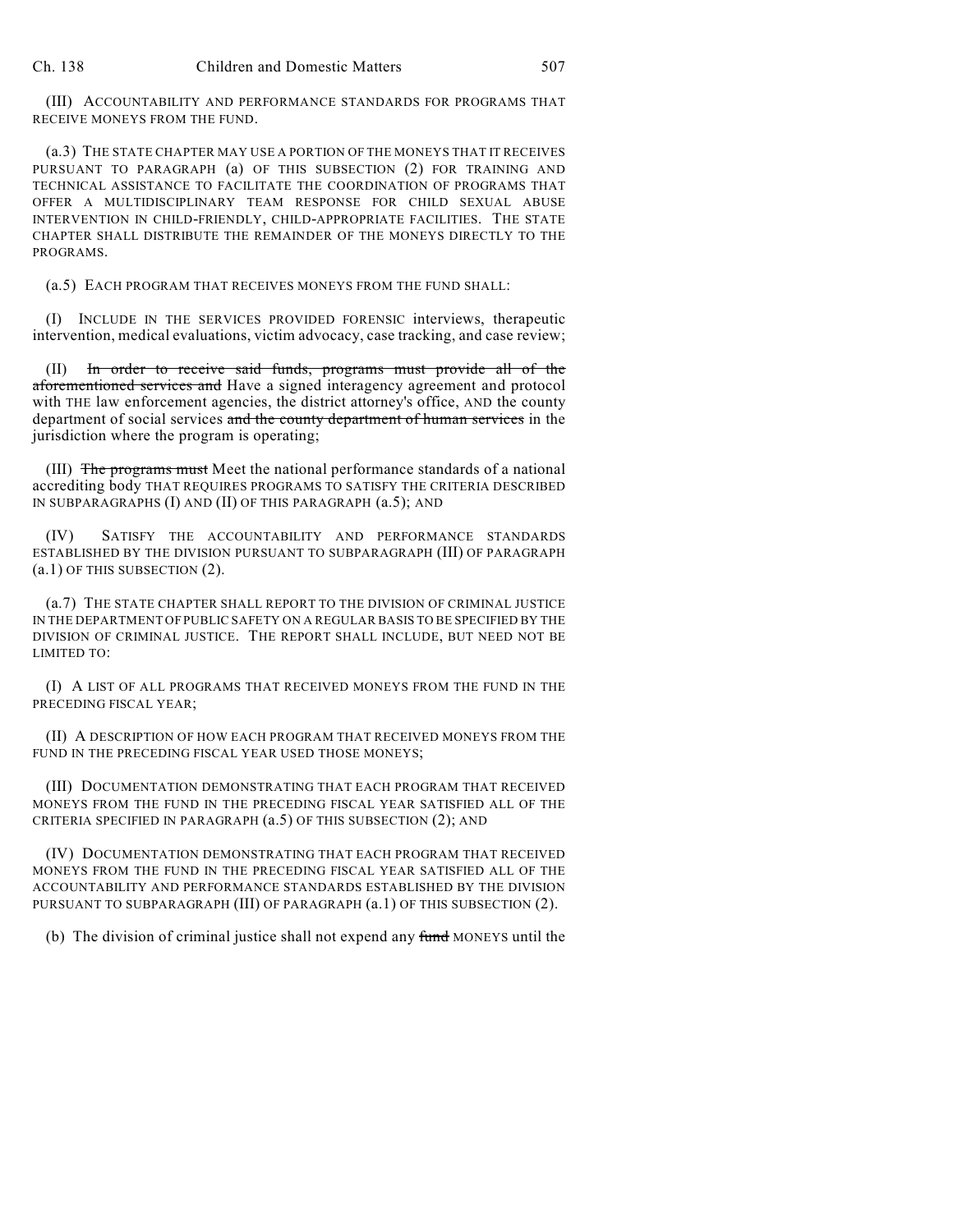(III) ACCOUNTABILITY AND PERFORMANCE STANDARDS FOR PROGRAMS THAT RECEIVE MONEYS FROM THE FUND.

(a.3) THE STATE CHAPTER MAY USE A PORTION OF THE MONEYS THAT IT RECEIVES PURSUANT TO PARAGRAPH (a) OF THIS SUBSECTION (2) FOR TRAINING AND TECHNICAL ASSISTANCE TO FACILITATE THE COORDINATION OF PROGRAMS THAT OFFER A MULTIDISCIPLINARY TEAM RESPONSE FOR CHILD SEXUAL ABUSE INTERVENTION IN CHILD-FRIENDLY, CHILD-APPROPRIATE FACILITIES. THE STATE CHAPTER SHALL DISTRIBUTE THE REMAINDER OF THE MONEYS DIRECTLY TO THE PROGRAMS.

(a.5) EACH PROGRAM THAT RECEIVES MONEYS FROM THE FUND SHALL:

(I) INCLUDE IN THE SERVICES PROVIDED FORENSIC interviews, therapeutic intervention, medical evaluations, victim advocacy, case tracking, and case review;

(II) ~~In order to receive said funds, programs must provide all of the aforementioned services and~~ Have a signed interagency agreement and protocol with THE law enforcement agencies, the district attorney's office, AND the county department of social services ~~and the county department of human services~~ in the jurisdiction where the program is operating;

(III) ~~The programs must~~ Meet the national performance standards of a national accrediting body THAT REQUIRES PROGRAMS TO SATISFY THE CRITERIA DESCRIBED IN SUBPARAGRAPHS (I) AND (II) OF THIS PARAGRAPH (a.5); AND

(IV) SATISFY THE ACCOUNTABILITY AND PERFORMANCE STANDARDS ESTABLISHED BY THE DIVISION PURSUANT TO SUBPARAGRAPH (III) OF PARAGRAPH (a.1) OF THIS SUBSECTION (2).

(a.7) THE STATE CHAPTER SHALL REPORT TO THE DIVISION OF CRIMINAL JUSTICE IN THE DEPARTMENT OF PUBLIC SAFETY ON A REGULAR BASIS TO BE SPECIFIED BY THE DIVISION OF CRIMINAL JUSTICE. THE REPORT SHALL INCLUDE, BUT NEED NOT BE LIMITED TO:

(I) A LIST OF ALL PROGRAMS THAT RECEIVED MONEYS FROM THE FUND IN THE PRECEDING FISCAL YEAR;

(II) A DESCRIPTION OF HOW EACH PROGRAM THAT RECEIVED MONEYS FROM THE FUND IN THE PRECEDING FISCAL YEAR USED THOSE MONEYS;

(III) DOCUMENTATION DEMONSTRATING THAT EACH PROGRAM THAT RECEIVED MONEYS FROM THE FUND IN THE PRECEDING FISCAL YEAR SATISFIED ALL OF THE CRITERIA SPECIFIED IN PARAGRAPH (a.5) OF THIS SUBSECTION (2); AND

(IV) DOCUMENTATION DEMONSTRATING THAT EACH PROGRAM THAT RECEIVED MONEYS FROM THE FUND IN THE PRECEDING FISCAL YEAR SATISFIED ALL OF THE ACCOUNTABILITY AND PERFORMANCE STANDARDS ESTABLISHED BY THE DIVISION PURSUANT TO SUBPARAGRAPH (III) OF PARAGRAPH (a.1) OF THIS SUBSECTION (2).

(b) The division of criminal justice shall not expend any ~~fund~~ MONEYS until the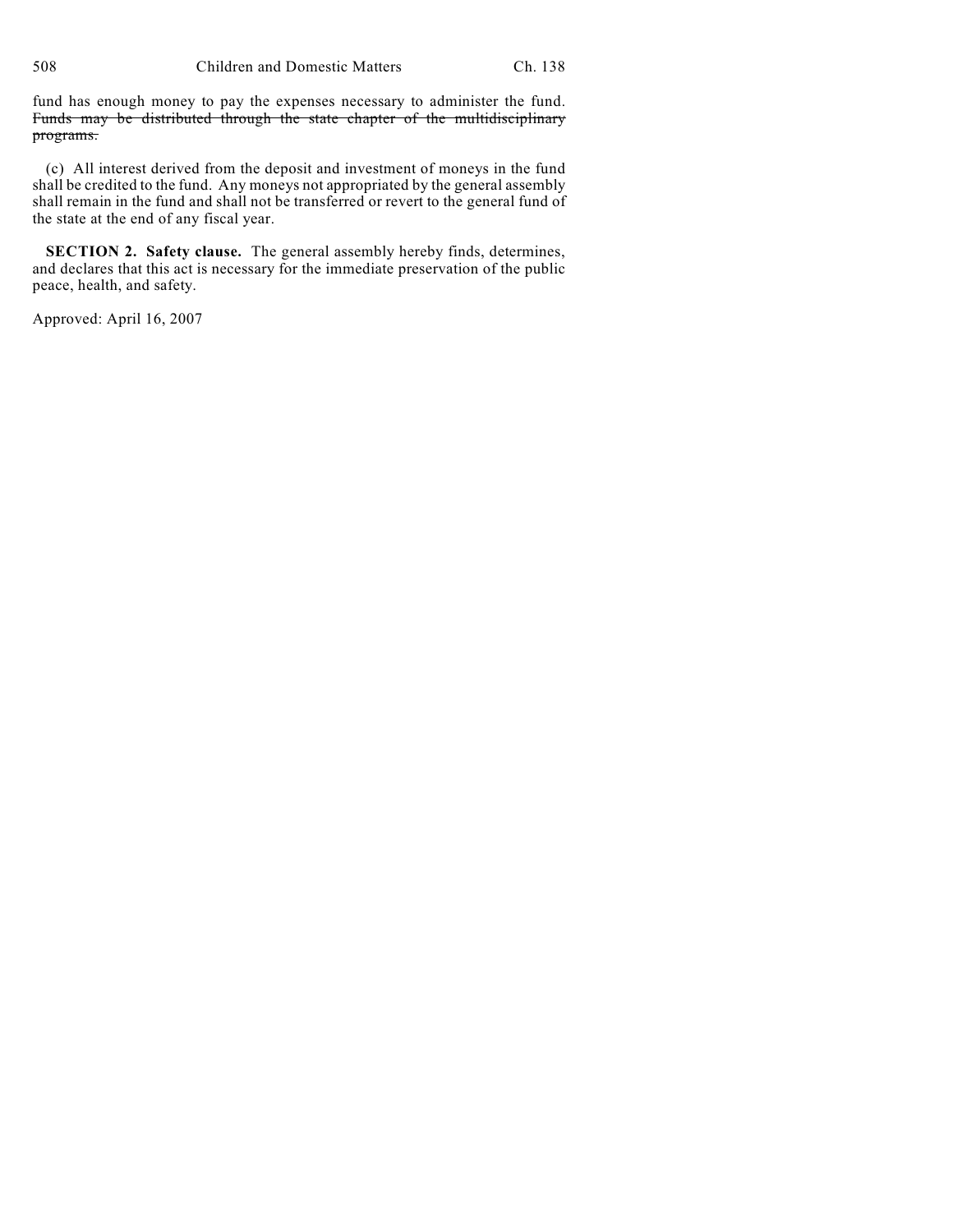fund has enough money to pay the expenses necessary to administer the fund. ~~Funds may be distributed through the state chapter of the multidisciplinary programs.~~

(c) All interest derived from the deposit and investment of moneys in the fund shall be credited to the fund. Any moneys not appropriated by the general assembly shall remain in the fund and shall not be transferred or revert to the general fund of the state at the end of any fiscal year.

**SECTION 2. Safety clause.** The general assembly hereby finds, determines, and declares that this act is necessary for the immediate preservation of the public peace, health, and safety.

Approved: April 16, 2007